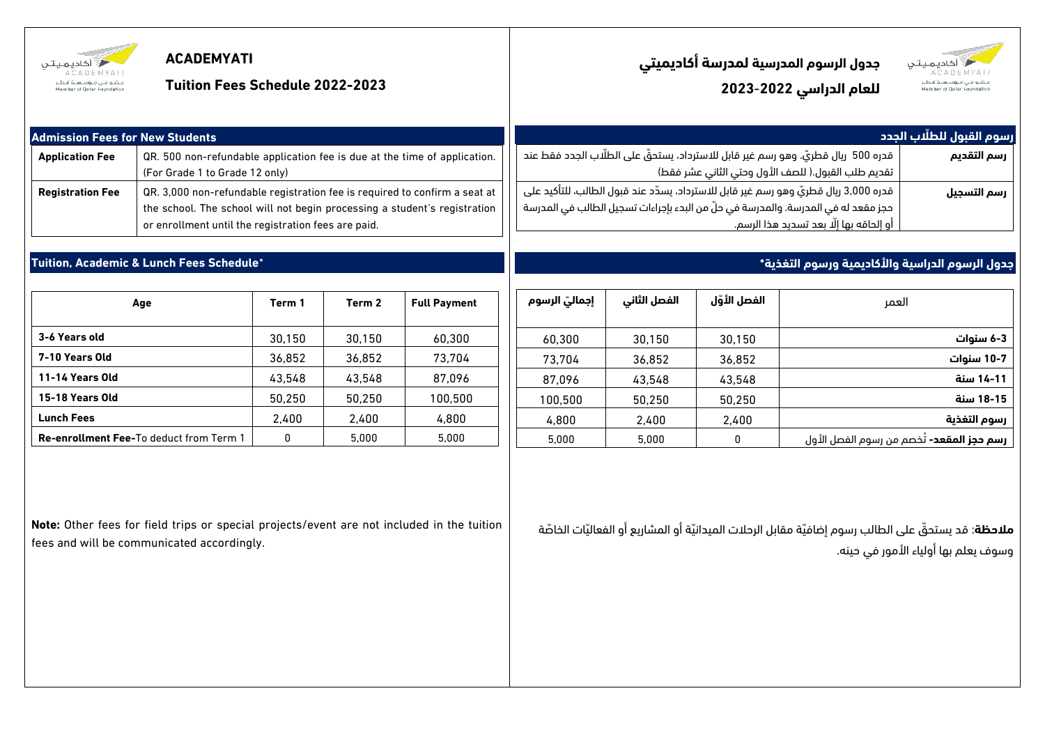# ACADEMYATI

## Tuition Fees Schedule 2022-2023

### Admission Fees for New Students

| | |
|---|---|
| **Application Fee** | QR. 500 non-refundable application fee is due at the time of application. (For Grade 1 to Grade 12 only) |
| **Registration Fee** | QR. 3,000 non-refundable registration fee is required to confirm a seat at the school. The school will not begin processing a student's registration or enrollment until the registration fees are paid. |

### Tuition, Academic & Lunch Fees Schedule*

| Age | Term 1 | Term 2 | Full Payment |
|---|---|---|---|
| **3-6 Years old** | 30,150 | 30,150 | 60,300 |
| **7-10 Years Old** | 36,852 | 36,852 | 73,704 |
| **11-14 Years Old** | 43,548 | 43,548 | 87,096 |
| **15-18 Years Old** | 50,250 | 50,250 | 100,500 |
| **Lunch Fees** | 2,400 | 2,400 | 4,800 |
| **Re-enrollment Fee-**To deduct from Term 1 | 0 | 5,000 | 5,000 |

**Note:** Other fees for field trips or special projects/event are not included in the tuition fees and will be communicated accordingly.

# جدول الرسوم المدرسية لمدرسة أكاديميتي

## للعام الدراسي 2022-2023

### رسوم القبول للطلّاب الجدد

| | |
|---|---|
| **رسم التقديم** | قدره 500 ريال قطريّ، وهو رسم غير قابل للاسترداد، يستحقّ على الطلّاب الجدد فقط عند تقديم طلب القبول.( للصف الأول وحتي الثاني عشر فقط) |
| **رسم التسجيل** | قدره 3,000 ريال قطريّ وهو رسم غير قابل للاسترداد، يسدّد عند قبول الطالب، للتأكيد على حجز مقعد له في المدرسة. والمدرسة في حلّ من البدء بإجراءات تسجيل الطالب في المدرسة أو إلحاقه بها إلّا بعد تسديد هذا الرسم. |

### جدول الرسوم الدراسية والأكاديمية ورسوم التغذية*

| العمر | الفصل الأوّل | الفصل الثاني | إجماليّ الرسوم |
|---|---|---|---|
| **3-6 سنوات** | 30,150 | 30,150 | 60,300 |
| **7-10 سنوات** | 36,852 | 36,852 | 73,704 |
| **11-14 سنة** | 43,548 | 43,548 | 87,096 |
| **15-18 سنة** | 50,250 | 50,250 | 100,500 |
| **رسوم التغذية** | 2,400 | 2,400 | 4,800 |
| **رسم حجز المقعد-** تُخصم من رسوم الفصل الأول | 0 | 5,000 | 5,000 |

**ملاحظة**: قد يستحقّ على الطالب رسوم إضافيّة مقابل الرحلات الميدانيّة أو المشاريع أو الفعاليّات الخاصّة وسوف يعلم بها أولياء الأمور في حينه.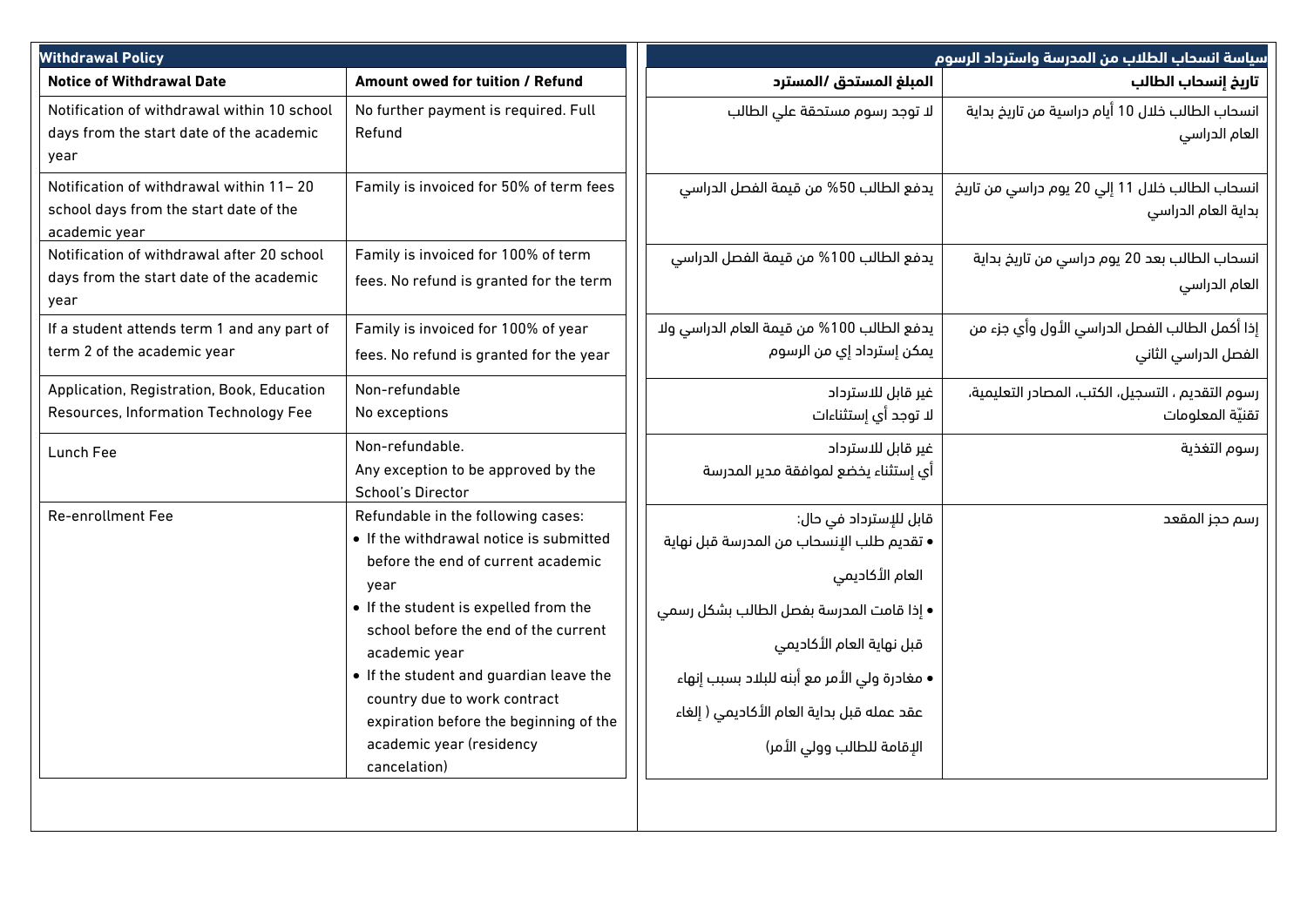## Withdrawal Policy

| Notice of Withdrawal Date | Amount owed for tuition / Refund |
|---|---|
| Notification of withdrawal within 10 school days from the start date of the academic year | No further payment is required. Full Refund |
| Notification of withdrawal within 11– 20 school days from the start date of the academic year | Family is invoiced for 50% of term fees |
| Notification of withdrawal after 20 school days from the start date of the academic year | Family is invoiced for 100% of term fees. No refund is granted for the term |
| If a student attends term 1 and any part of term 2 of the academic year | Family is invoiced for 100% of year fees. No refund is granted for the year |
| Application, Registration, Book, Education Resources, Information Technology Fee | Non-refundable<br>No exceptions |
| Lunch Fee | Non-refundable.<br>Any exception to be approved by the School's Director |
| Re-enrollment Fee | Refundable in the following cases:<br>• If the withdrawal notice is submitted before the end of current academic year<br>• If the student is expelled from the school before the end of the current academic year<br>• If the student and guardian leave the country due to work contract expiration before the beginning of the academic year (residency cancelation) |

## سياسة انسحاب الطلاب من المدرسة واسترداد الرسوم

| تاريخ إنسحاب الطالب | المبلغ المستحق /المسترد |
|---|---|
| انسحاب الطالب خلال 10 أيام دراسية من تاريخ بداية العام الدراسي | لا توجد رسوم مستحقة علي الطالب |
| انسحاب الطالب خلال 11 إلي 20 يوم دراسي من تاريخ بداية العام الدراسي | يدفع الطالب 50% من قيمة الفصل الدراسي |
| انسحاب الطالب بعد 20 يوم دراسي من تاريخ بداية العام الدراسي | يدفع الطالب 100% من قيمة الفصل الدراسي |
| إذا أكمل الطالب الفصل الدراسي الأول وأي جزء من الفصل الدراسي الثاني | يدفع الطالب 100% من قيمة العام الدراسي ولا يمكن إسترداد إي من الرسوم |
| رسوم التقديم ، التسجيل، الكتب، المصادر التعليمية، تقنيّة المعلومات | غير قابل للاسترداد<br>لا توجد أي إستثناءات |
| رسوم التغذية | غير قابل للاسترداد<br>أي إستثناء يخضع لموافقة مدير المدرسة |
| رسم حجز المقعد | قابل للإسترداد في حال:<br>• تقديم طلب الإنسحاب من المدرسة قبل نهاية العام الأكاديمي<br>• إذا قامت المدرسة بفصل الطالب بشكل رسمي قبل نهاية العام الأكاديمي<br>• مغادرة ولي الأمر مع أبنه للبلاد بسبب إنهاء عقد عمله قبل بداية العام الأكاديمي ( إلغاء الإقامة للطالب وولي الأمر) |